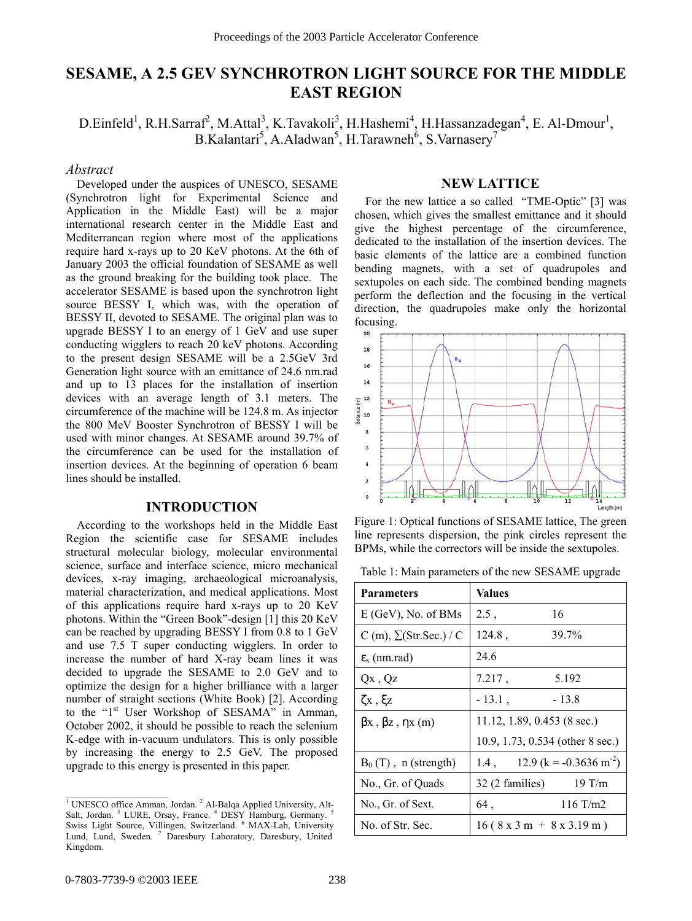# SESAME, A 2.5 GEV SYNCHROTRON LIGHT SOURCE FOR THE MIDDLE EAST REGION

D.Einfeld[1], R.H.Sarraf[2], M.Attal[3], K.Tavakoli[3], H.Hashemi[4], H.Hassanzadegan[4], E. Al-Dmour[1], B.Kalantari[5], A.Aladwan[5], H.Tarawneh[6], S.Varnasery[7]

### *Abstract*

Developed under the auspices of UNESCO, SESAME (Synchrotron light for Experimental Science and Application in the Middle East) will be a major international research center in the Middle East and Mediterranean region where most of the applications require hard x-rays up to 20 KeV photons. At the 6th of January 2003 the official foundation of SESAME as well as the ground breaking for the building took place. The accelerator SESAME is based upon the synchrotron light source BESSY I, which was, with the operation of BESSY II, devoted to SESAME. The original plan was to upgrade BESSY I to an energy of 1 GeV and use super conducting wigglers to reach 20 keV photons. According to the present design SESAME will be a 2.5GeV 3rd Generation light source with an emittance of 24.6 nm.rad and up to 13 places for the installation of insertion devices with an average length of 3.1 meters. The circumference of the machine will be 124.8 m. As injector the 800 MeV Booster Synchrotron of BESSY I will be used with minor changes. At SESAME around 39.7% of the circumference can be used for the installation of insertion devices. At the beginning of operation 6 beam lines should be installed.

## INTRODUCTION

According to the workshops held in the Middle East Region the scientific case for SESAME includes structural molecular biology, molecular environmental science, surface and interface science, micro mechanical devices, x-ray imaging, archaeological microanalysis, material characterization, and medical applications. Most of this applications require hard x-rays up to 20 KeV photons. Within the "Green Book"-design [1] this 20 KeV can be reached by upgrading BESSY I from 0.8 to 1 GeV and use 7.5 T super conducting wigglers. In order to increase the number of hard X-ray beam lines it was decided to upgrade the SESAME to 2.0 GeV and to optimize the design for a higher brilliance with a larger number of straight sections (White Book) [2]. According to the "1st User Workshop of SESAMA" in Amman, October 2002, it should be possible to reach the selenium K-edge with in-vacuum undulators. This is only possible by increasing the energy to 2.5 GeV. The proposed upgrade to this energy is presented in this paper.

[1] UNESCO office Amman, Jordan. [2] Al-Balqa Applied University, Alt-Salt, Jordan. [3] LURE, Orsay, France. [4] DESY Hamburg, Germany. [5] Swiss Light Source, Villingen, Switzerland. [6] MAX-Lab, University Lund, Lund, Sweden. [7] Daresbury Laboratory, Daresbury, United Kingdom.

## NEW LATTICE

For the new lattice a so called "TME-Optic" [3] was chosen, which gives the smallest emittance and it should give the highest percentage of the circumference, dedicated to the installation of the insertion devices. The basic elements of the lattice are a combined function bending magnets, with a set of quadrupoles and sextupoles on each side. The combined bending magnets perform the deflection and the focusing in the vertical direction, the quadrupoles make only the horizontal focusing.

Figure 1: Optical functions of SESAME lattice, The green line represents dispersion, the pink circles represent the BPMs, while the correctors will be inside the sextupoles.

Table 1: Main parameters of the new SESAME upgrade

| Parameters | Values |
|---|---|
| E (GeV), No. of BMs | 2.5 , 16 |
| C (m), ∑(Str.Sec.) / C | 124.8 , 39.7% |
| $\varepsilon_x$ (nm.rad) | 24.6 |
| Qx , Qz | 7.217 , 5.192 |
| $\zeta_x$ , $\xi_z$ | - 13.1 , - 13.8 |
| $\beta_x$ , $\beta_z$ , $\eta_x$ (m) | 11.12, 1.89, 0.453 (8 sec.)<br>10.9, 1.73, 0.534 (other 8 sec.) |
| $B_0$ (T) , n (strength) | 1.4 , 12.9 (k = -0.3636 $m^{-2}$) |
| No., Gr. of Quads | 32 (2 families) 19 T/m |
| No., Gr. of Sext. | 64 , 116 T/m2 |
| No. of Str. Sec. | 16 ( 8 x 3 m + 8 x 3.19 m ) |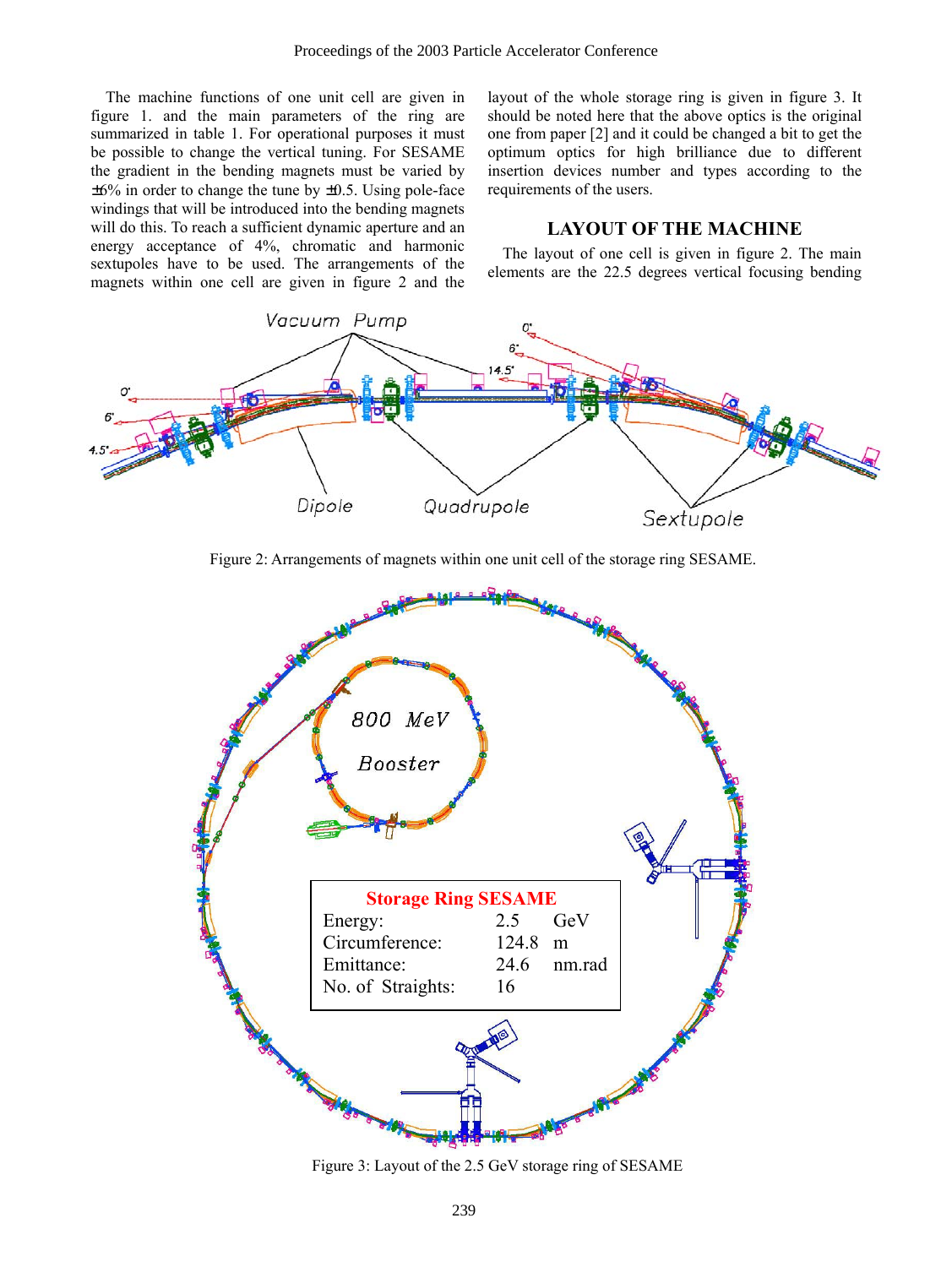The machine functions of one unit cell are given in figure 1. and the main parameters of the ring are summarized in table 1. For operational purposes it must be possible to change the vertical tuning. For SESAME the gradient in the bending magnets must be varied by ±6% in order to change the tune by ±0.5. Using pole-face windings that will be introduced into the bending magnets will do this. To reach a sufficient dynamic aperture and an energy acceptance of 4%, chromatic and harmonic sextupoles have to be used. The arrangements of the magnets within one cell are given in figure 2 and the layout of the whole storage ring is given in figure 3. It should be noted here that the above optics is the original one from paper [2] and it could be changed a bit to get the optimum optics for high brilliance due to different insertion devices number and types according to the requirements of the users.

## LAYOUT OF THE MACHINE

The layout of one cell is given in figure 2. The main elements are the 22.5 degrees vertical focusing bending

Figure 2: Arrangements of magnets within one unit cell of the storage ring SESAME.

Figure 3: Layout of the 2.5 GeV storage ring of SESAME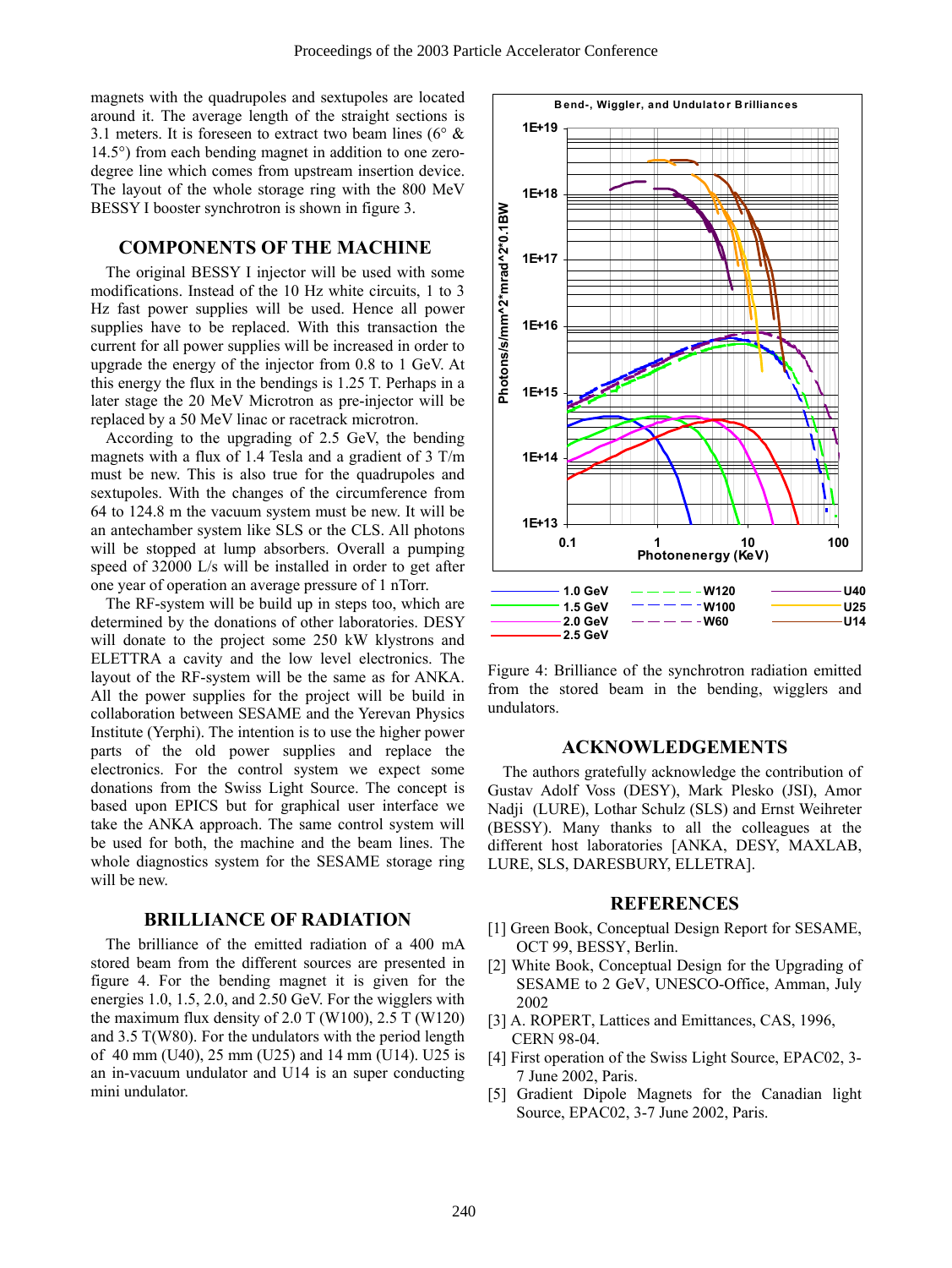magnets with the quadrupoles and sextupoles are located around it. The average length of the straight sections is 3.1 meters. It is foreseen to extract two beam lines (6° & 14.5°) from each bending magnet in addition to one zero-degree line which comes from upstream insertion device. The layout of the whole storage ring with the 800 MeV BESSY I booster synchrotron is shown in figure 3.

## COMPONENTS OF THE MACHINE

The original BESSY I injector will be used with some modifications. Instead of the 10 Hz white circuits, 1 to 3 Hz fast power supplies will be used. Hence all power supplies have to be replaced. With this transaction the current for all power supplies will be increased in order to upgrade the energy of the injector from 0.8 to 1 GeV. At this energy the flux in the bendings is 1.25 T. Perhaps in a later stage the 20 MeV Microtron as pre-injector will be replaced by a 50 MeV linac or racetrack microtron.

According to the upgrading of 2.5 GeV, the bending magnets with a flux of 1.4 Tesla and a gradient of 3 T/m must be new. This is also true for the quadrupoles and sextupoles. With the changes of the circumference from 64 to 124.8 m the vacuum system must be new. It will be an antechamber system like SLS or the CLS. All photons will be stopped at lump absorbers. Overall a pumping speed of 32000 L/s will be installed in order to get after one year of operation an average pressure of 1 nTorr.

The RF-system will be build up in steps too, which are determined by the donations of other laboratories. DESY will donate to the project some 250 kW klystrons and ELETTRA a cavity and the low level electronics. The layout of the RF-system will be the same as for ANKA. All the power supplies for the project will be build in collaboration between SESAME and the Yerevan Physics Institute (Yerphi). The intention is to use the higher power parts of the old power supplies and replace the electronics. For the control system we expect some donations from the Swiss Light Source. The concept is based upon EPICS but for graphical user interface we take the ANKA approach. The same control system will be used for both, the machine and the beam lines. The whole diagnostics system for the SESAME storage ring will be new.

## BRILLIANCE OF RADIATION

The brilliance of the emitted radiation of a 400 mA stored beam from the different sources are presented in figure 4. For the bending magnet it is given for the energies 1.0, 1.5, 2.0, and 2.50 GeV. For the wigglers with the maximum flux density of 2.0 T (W100), 2.5 T (W120) and 3.5 T(W80). For the undulators with the period length of 40 mm (U40), 25 mm (U25) and 14 mm (U14). U25 is an in-vacuum undulator and U14 is an super conducting mini undulator.

Bend-, Wiggler, and Undulator Brilliances

Photons/s/mm^2*mrad^2*0.1BW

1E+19
1E+18
1E+17
1E+16
1E+15
1E+14
1E+13

0.1
1
10
100

Photonenergy (KeV)

1.0 GeV
1.5 GeV
2.0 GeV
2.5 GeV
W120
W100
W60
U40
U25
U14

Figure 4: Brilliance of the synchrotron radiation emitted from the stored beam in the bending, wigglers and undulators.

## ACKNOWLEDGEMENTS

The authors gratefully acknowledge the contribution of Gustav Adolf Voss (DESY), Mark Plesko (JSI), Amor Nadji (LURE), Lothar Schulz (SLS) and Ernst Weihreter (BESSY). Many thanks to all the colleagues at the different host laboratories [ANKA, DESY, MAXLAB, LURE, SLS, DARESBURY, ELLETRA].

## REFERENCES

[1] Green Book, Conceptual Design Report for SESAME, OCT 99, BESSY, Berlin.

[2] White Book, Conceptual Design for the Upgrading of SESAME to 2 GeV, UNESCO-Office, Amman, July 2002

[3] A. ROPERT, Lattices and Emittances, CAS, 1996, CERN 98-04.

[4] First operation of the Swiss Light Source, EPAC02, 3-7 June 2002, Paris.

[5] Gradient Dipole Magnets for the Canadian light Source, EPAC02, 3-7 June 2002, Paris.